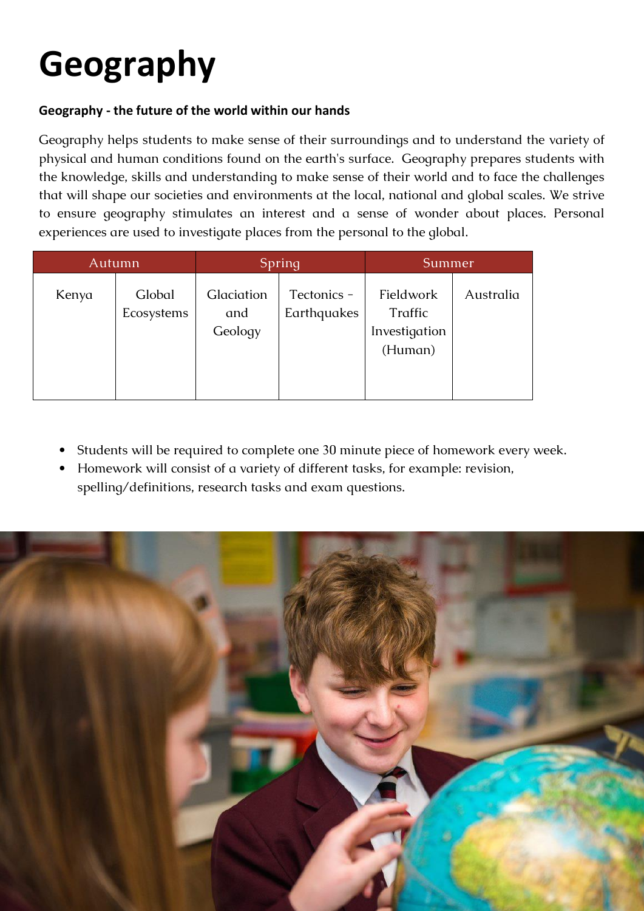# Geography

**Geography - the future of the world within our hands**

Geography helps students to make sense of their surroundings and to understand the variety of physical and human conditions found on the earth's surface. Geography prepares students with the knowledge, skills and understanding to make sense of their world and to face the challenges that will shape our societies and environments at the local, national and global scales. We strive to ensure geography stimulates an interest and a sense of wonder about places. Personal experiences are used to investigate places from the personal to the global.

| Autumn | | Spring | | Summer | |
|---|---|---|---|---|---|
| Kenya | Global Ecosystems | Glaciation and Geology | Tectonics - Earthquakes | Fieldwork Traffic Investigation (Human) | Australia |

- Students will be required to complete one 30 minute piece of homework every week.
- Homework will consist of a variety of different tasks, for example: revision, spelling/definitions, research tasks and exam questions.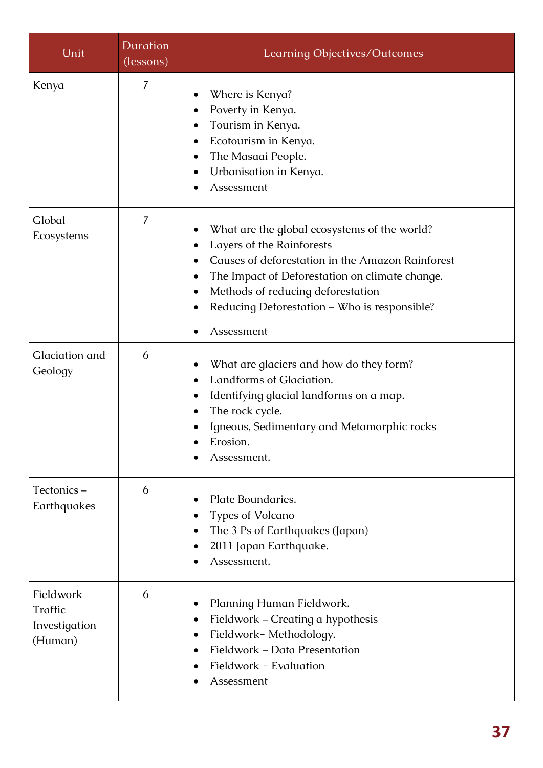| Unit | Duration (lessons) | Learning Objectives/Outcomes |
|---|---|---|
| Kenya | 7 | • Where is Kenya?<br>• Poverty in Kenya.<br>• Tourism in Kenya.<br>• Ecotourism in Kenya.<br>• The Masaai People.<br>• Urbanisation in Kenya.<br>• Assessment |
| Global Ecosystems | 7 | • What are the global ecosystems of the world?<br>• Layers of the Rainforests<br>• Causes of deforestation in the Amazon Rainforest<br>• The Impact of Deforestation on climate change.<br>• Methods of reducing deforestation<br>• Reducing Deforestation – Who is responsible?<br>• Assessment |
| Glaciation and Geology | 6 | • What are glaciers and how do they form?<br>• Landforms of Glaciation.<br>• Identifying glacial landforms on a map.<br>• The rock cycle.<br>• Igneous, Sedimentary and Metamorphic rocks<br>• Erosion.<br>• Assessment. |
| Tectonics – Earthquakes | 6 | • Plate Boundaries.<br>• Types of Volcano<br>• The 3 Ps of Earthquakes (Japan)<br>• 2011 Japan Earthquake.<br>• Assessment. |
| Fieldwork Traffic Investigation (Human) | 6 | • Planning Human Fieldwork.<br>• Fieldwork – Creating a hypothesis<br>• Fieldwork- Methodology.<br>• Fieldwork – Data Presentation<br>• Fieldwork - Evaluation<br>• Assessment |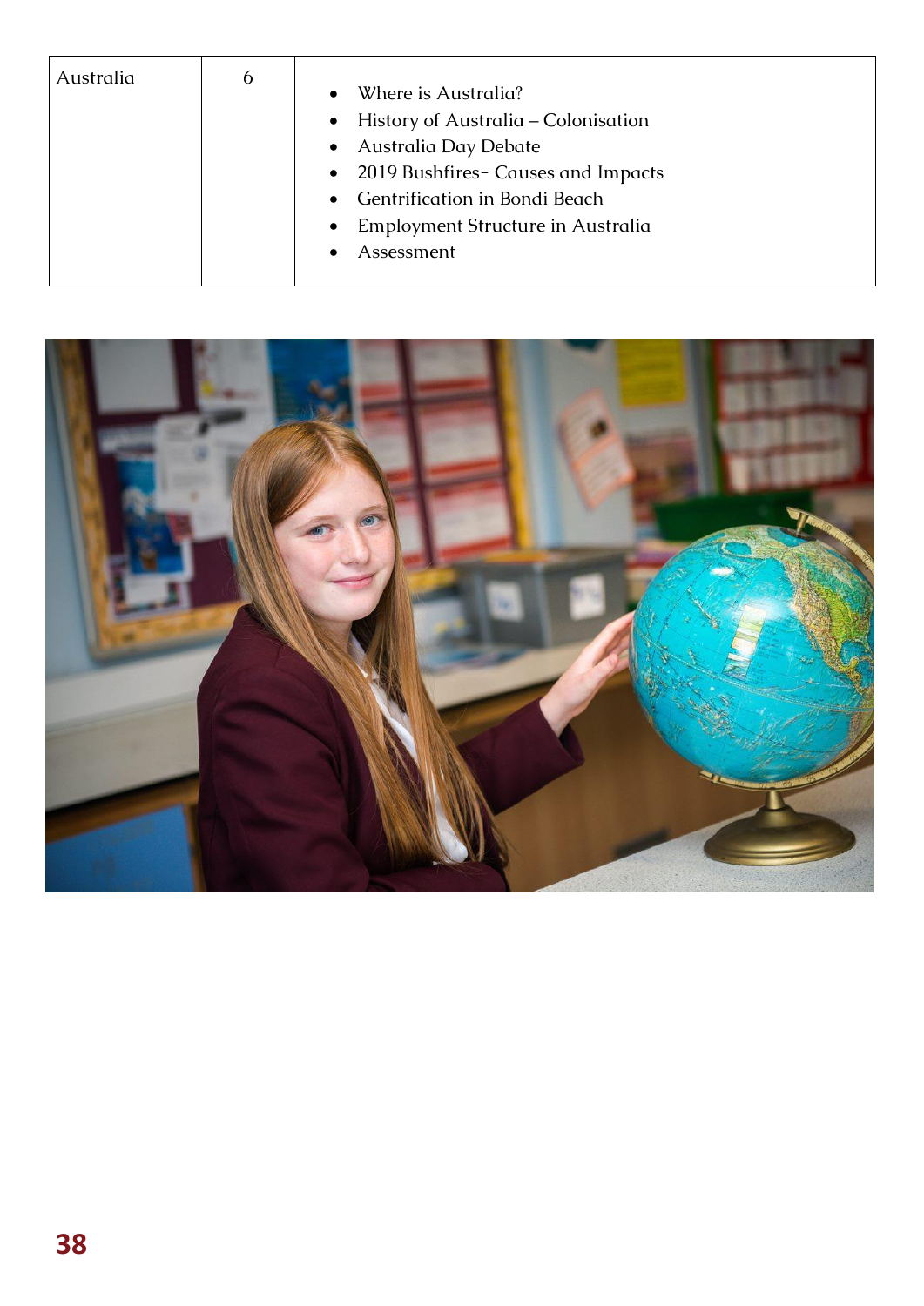| | | |
|---|---|---|
| Australia | 6 | • Where is Australia?<br>• History of Australia – Colonisation<br>• Australia Day Debate<br>• 2019 Bushfires- Causes and Impacts<br>• Gentrification in Bondi Beach<br>• Employment Structure in Australia<br>• Assessment |